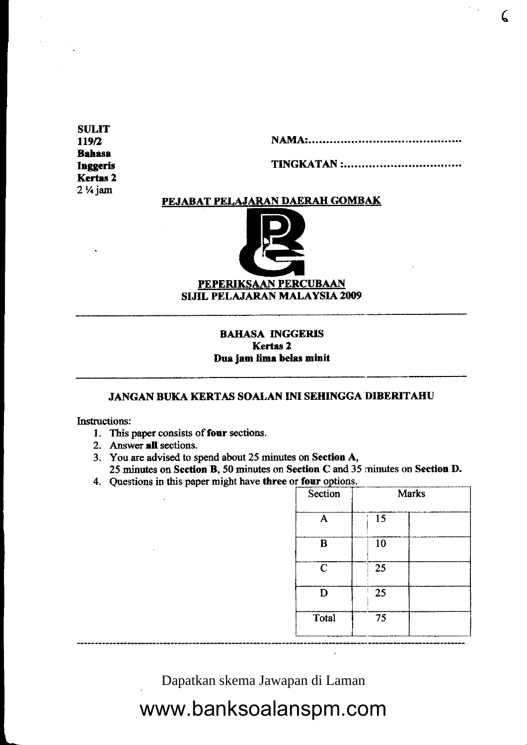**SULIT**
**119/2**
**Bahasa Inggeris**
**Kertas 2**
2 ¼ jam

**NAMA:**.........................................

**TINGKATAN :**...............................

**PEJABAT PELAJARAN DAERAH GOMBAK**

**PEPERIKSAAN PERCUBAAN**
**SIJIL PELAJARAN MALAYSIA 2009**

---

**BAHASA INGGERIS**
**Kertas 2**
**Dua jam lima belas minit**

---

**JANGAN BUKA KERTAS SOALAN INI SEHINGGA DIBERITAHU**

Instructions:

1. This paper consists of **four** sections.
2. Answer **all** sections.
3. You are advised to spend about 25 minutes on **Section A**, 25 minutes on **Section B**, 50 minutes on **Section C** and 35 minutes on **Section D.**
4. Questions in this paper might have **three** or **four** options.

| Section | Marks | |
|---|---|---|
| A | 15 | |
| B | 10 | |
| C | 25 | |
| D | 25 | |
| Total | 75 | |

---

Dapatkan skema Jawapan di Laman

www.banksoalanspm.com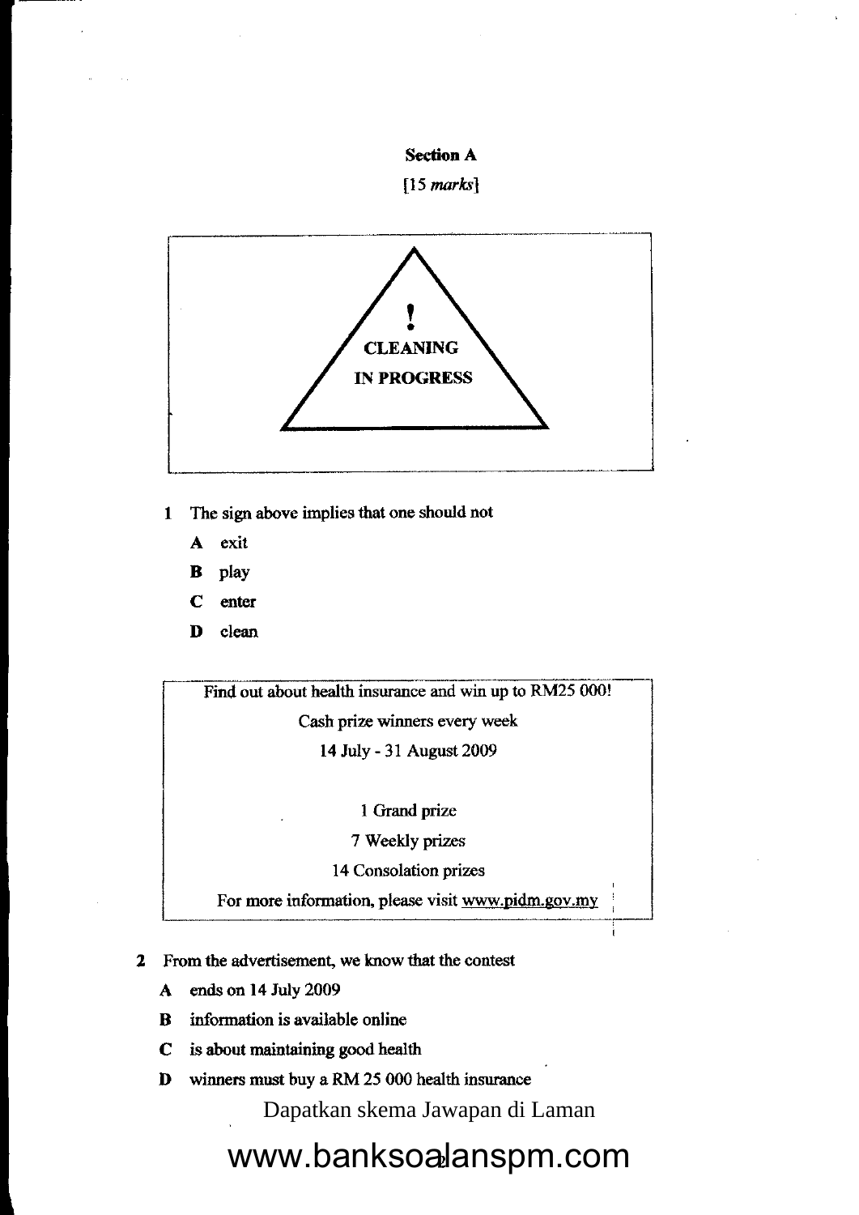**Section A**

[15 *marks*]

!

CLEANING

IN PROGRESS

1 The sign above implies that one should not

A exit

B play

C enter

D clean

Find out about health insurance and win up to RM25 000!

Cash prize winners every week

14 July - 31 August 2009

1 Grand prize

7 Weekly prizes

14 Consolation prizes

For more information, please visit www.pidm.gov.my

2 From the advertisement, we know that the contest

A ends on 14 July 2009

B information is available online

C is about maintaining good health

D winners must buy a RM 25 000 health insurance

Dapatkan skema Jawapan di Laman

www.banksoalanspm.com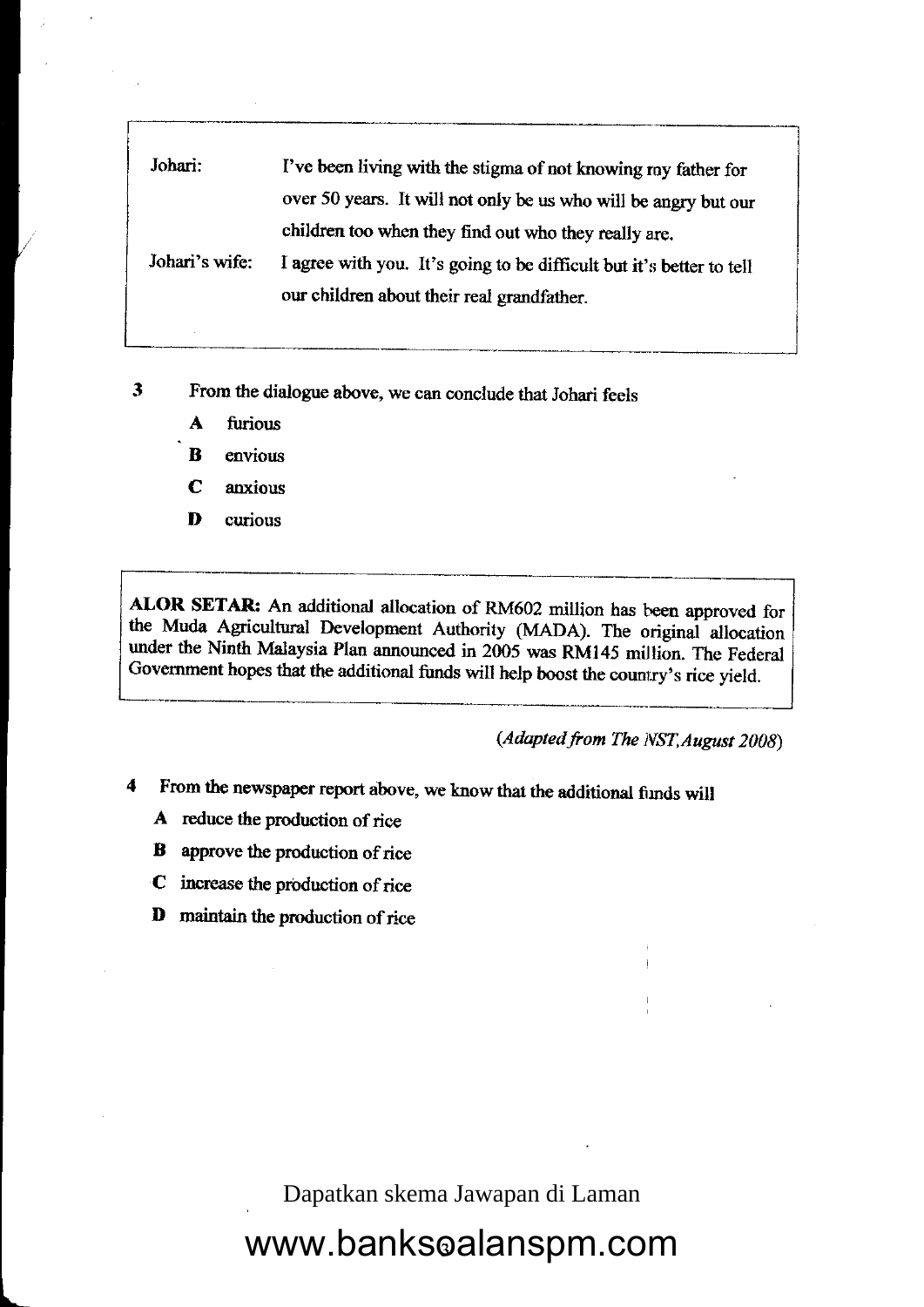| | |
|---|---|
| Johari: | I've been living with the stigma of not knowing my father for over 50 years. It will not only be us who will be angry but our children too when they find out who they really are. |
| Johari's wife: | I agree with you. It's going to be difficult but it's better to tell our children about their real grandfather. |

**3** From the dialogue above, we can conclude that Johari feels

- **A** furious
- **B** envious
- **C** anxious
- **D** curious

> **ALOR SETAR:** An additional allocation of RM602 million has been approved for the Muda Agricultural Development Authority (MADA). The original allocation under the Ninth Malaysia Plan announced in 2005 was RM145 million. The Federal Government hopes that the additional funds will help boost the country's rice yield.

*(Adapted from The NST, August 2008)*

**4** From the newspaper report above, we know that the additional funds will

- **A** reduce the production of rice
- **B** approve the production of rice
- **C** increase the production of rice
- **D** maintain the production of rice

Dapatkan skema Jawapan di Laman

www.banksoalanspm.com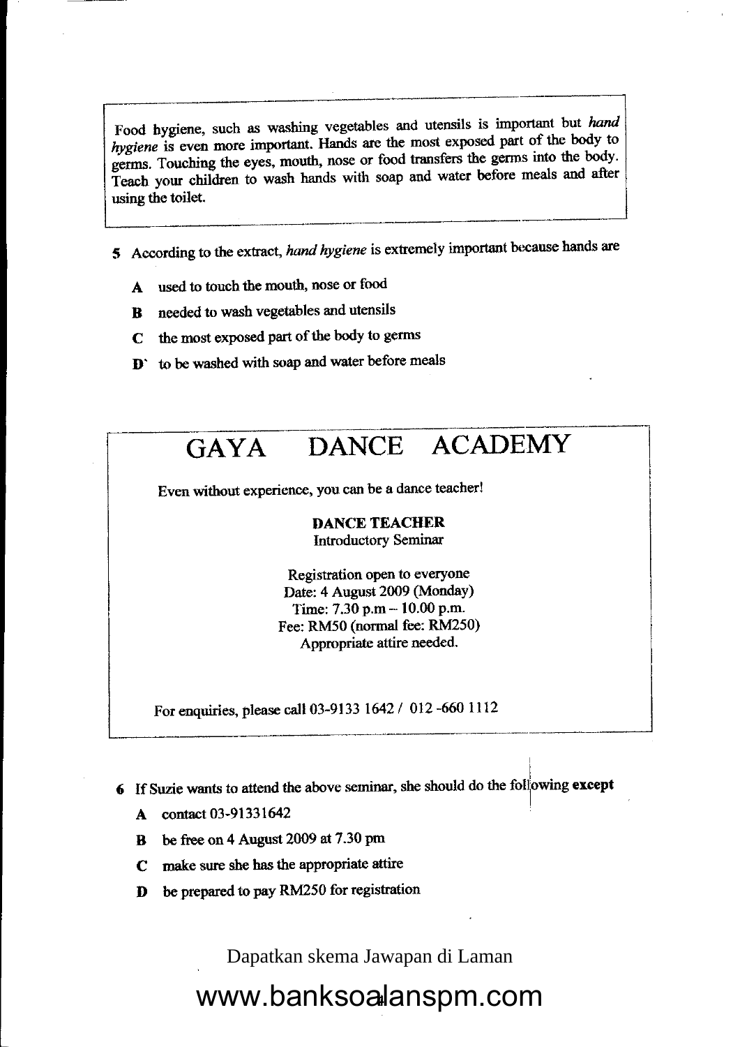Food hygiene, such as washing vegetables and utensils is important but *hand hygiene* is even more important. Hands are the most exposed part of the body to germs. Touching the eyes, mouth, nose or food transfers the germs into the body. Teach your children to wash hands with soap and water before meals and after using the toilet.

**5** According to the extract, *hand hygiene* is extremely important because hands are

**A** used to touch the mouth, nose or food

**B** needed to wash vegetables and utensils

**C** the most exposed part of the body to germs

**D** to be washed with soap and water before meals

# GAYA DANCE ACADEMY

Even without experience, you can be a dance teacher!

**DANCE TEACHER**
Introductory Seminar

Registration open to everyone
Date: 4 August 2009 (Monday)
Time: 7.30 p.m – 10.00 p.m.
Fee: RM50 (normal fee: RM250)
Appropriate attire needed.

For enquiries, please call 03-9133 1642 / 012 -660 1112

**6** If Suzie wants to attend the above seminar, she should do the following **except**

**A** contact 03-91331642

**B** be free on 4 August 2009 at 7.30 pm

**C** make sure she has the appropriate attire

**D** be prepared to pay RM250 for registration

Dapatkan skema Jawapan di Laman

www.banksoalanspm.com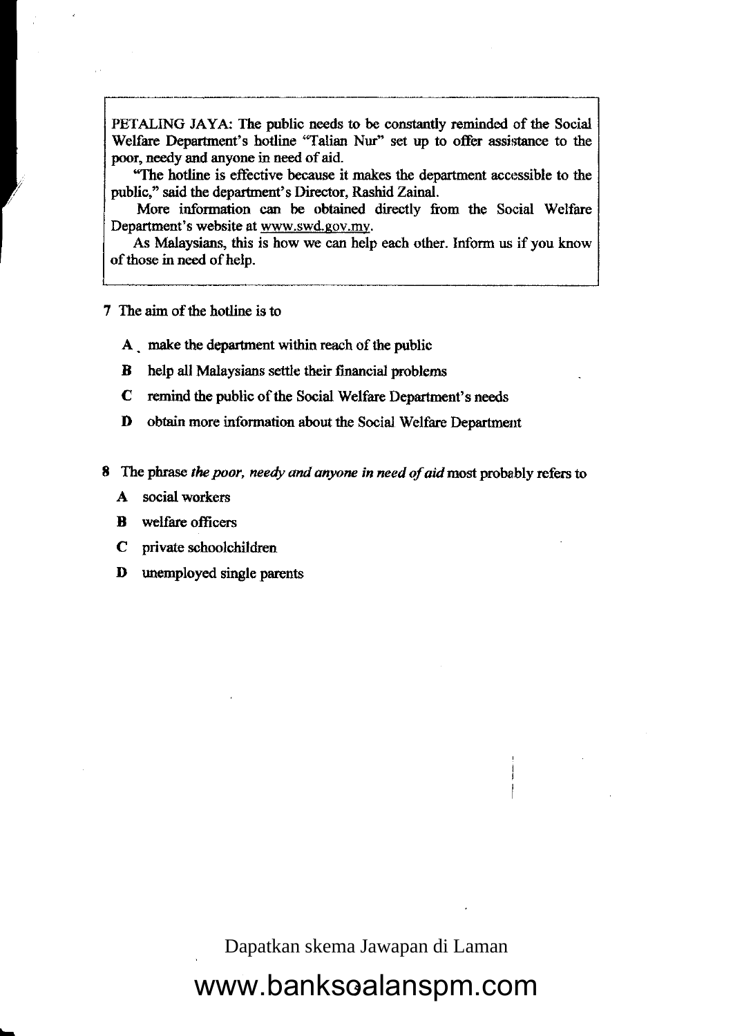PETALING JAYA: The public needs to be constantly reminded of the Social Welfare Department's hotline "Talian Nur" set up to offer assistance to the poor, needy and anyone in need of aid.

"The hotline is effective because it makes the department accessible to the public," said the department's Director, Rashid Zainal.

More information can be obtained directly from the Social Welfare Department's website at www.swd.gov.my.

As Malaysians, this is how we can help each other. Inform us if you know of those in need of help.

**7** The aim of the hotline is to

- **A** make the department within reach of the public
- **B** help all Malaysians settle their financial problems
- **C** remind the public of the Social Welfare Department's needs
- **D** obtain more information about the Social Welfare Department

**8** The phrase *the poor, needy and anyone in need of aid* most probably refers to

- **A** social workers
- **B** welfare officers
- **C** private schoolchildren
- **D** unemployed single parents

Dapatkan skema Jawapan di Laman

www.banksoalanspm.com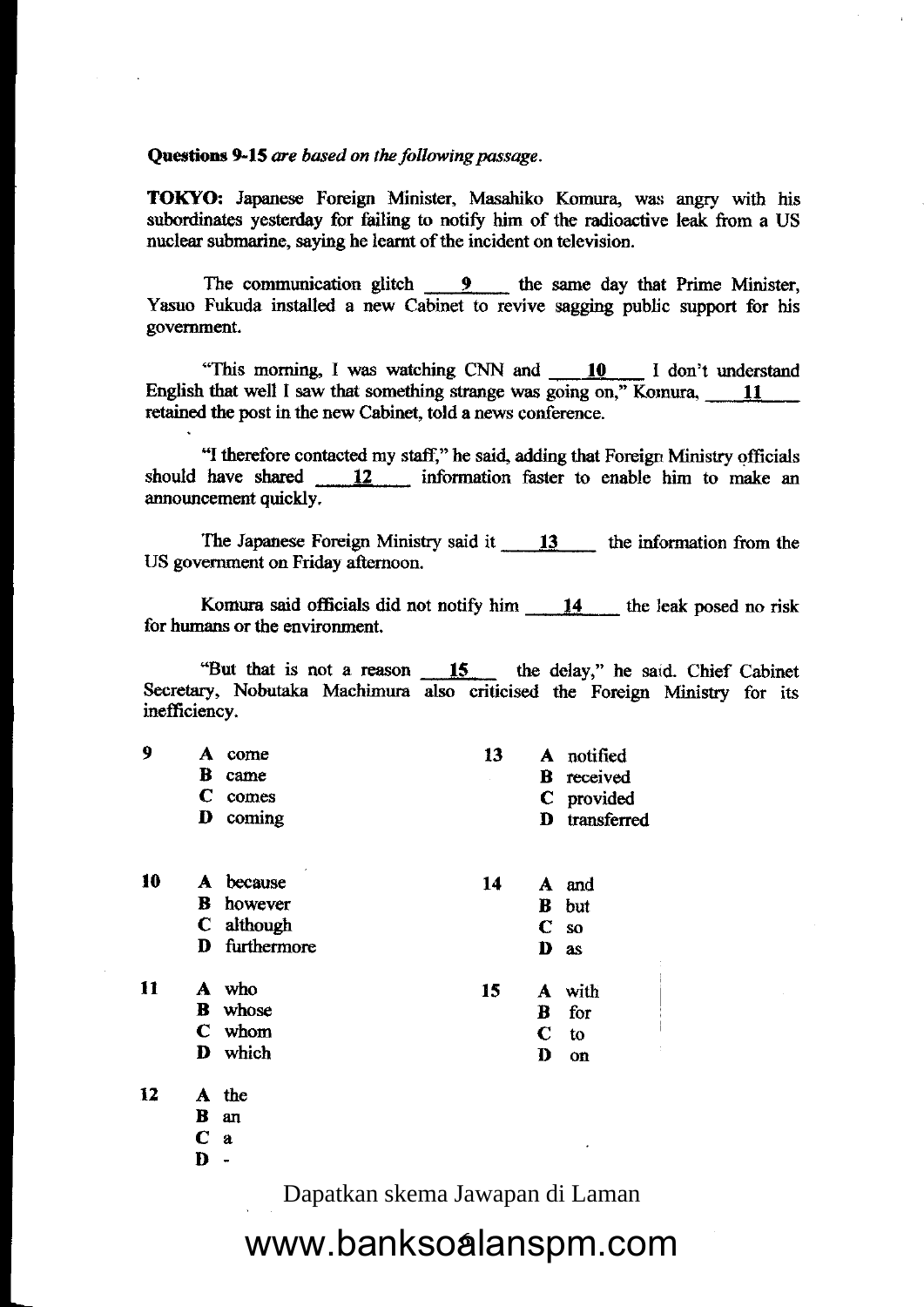**Questions 9-15** *are based on the following passage.*

**TOKYO:** Japanese Foreign Minister, Masahiko Komura, was angry with his subordinates yesterday for failing to notify him of the radioactive leak from a US nuclear submarine, saying he learnt of the incident on television.

The communication glitch \_\_\_\_9\_\_\_\_ the same day that Prime Minister, Yasuo Fukuda installed a new Cabinet to revive sagging public support for his government.

"This morning, I was watching CNN and \_\_\_\_10\_\_\_\_ I don't understand English that well I saw that something strange was going on," Komura, \_\_\_\_11\_\_\_\_ retained the post in the new Cabinet, told a news conference.

"I therefore contacted my staff," he said, adding that Foreign Ministry officials should have shared \_\_\_\_12\_\_\_\_ information faster to enable him to make an announcement quickly.

The Japanese Foreign Ministry said it \_\_\_\_13\_\_\_\_ the information from the US government on Friday afternoon.

Komura said officials did not notify him \_\_\_\_14\_\_\_\_ the leak posed no risk for humans or the environment.

"But that is not a reason \_\_\_\_15\_\_\_\_ the delay," he said. Chief Cabinet Secretary, Nobutaka Machimura also criticised the Foreign Ministry for its inefficiency.

**9**
- **A** come
- **B** came
- **C** comes
- **D** coming

**10**
- **A** because
- **B** however
- **C** although
- **D** furthermore

**11**
- **A** who
- **B** whose
- **C** whom
- **D** which

**12**
- **A** the
- **B** an
- **C** a
- **D** -

**13**
- **A** notified
- **B** received
- **C** provided
- **D** transferred

**14**
- **A** and
- **B** but
- **C** so
- **D** as

**15**
- **A** with
- **B** for
- **C** to
- **D** on

Dapatkan skema Jawapan di Laman

www.banksoalanspm.com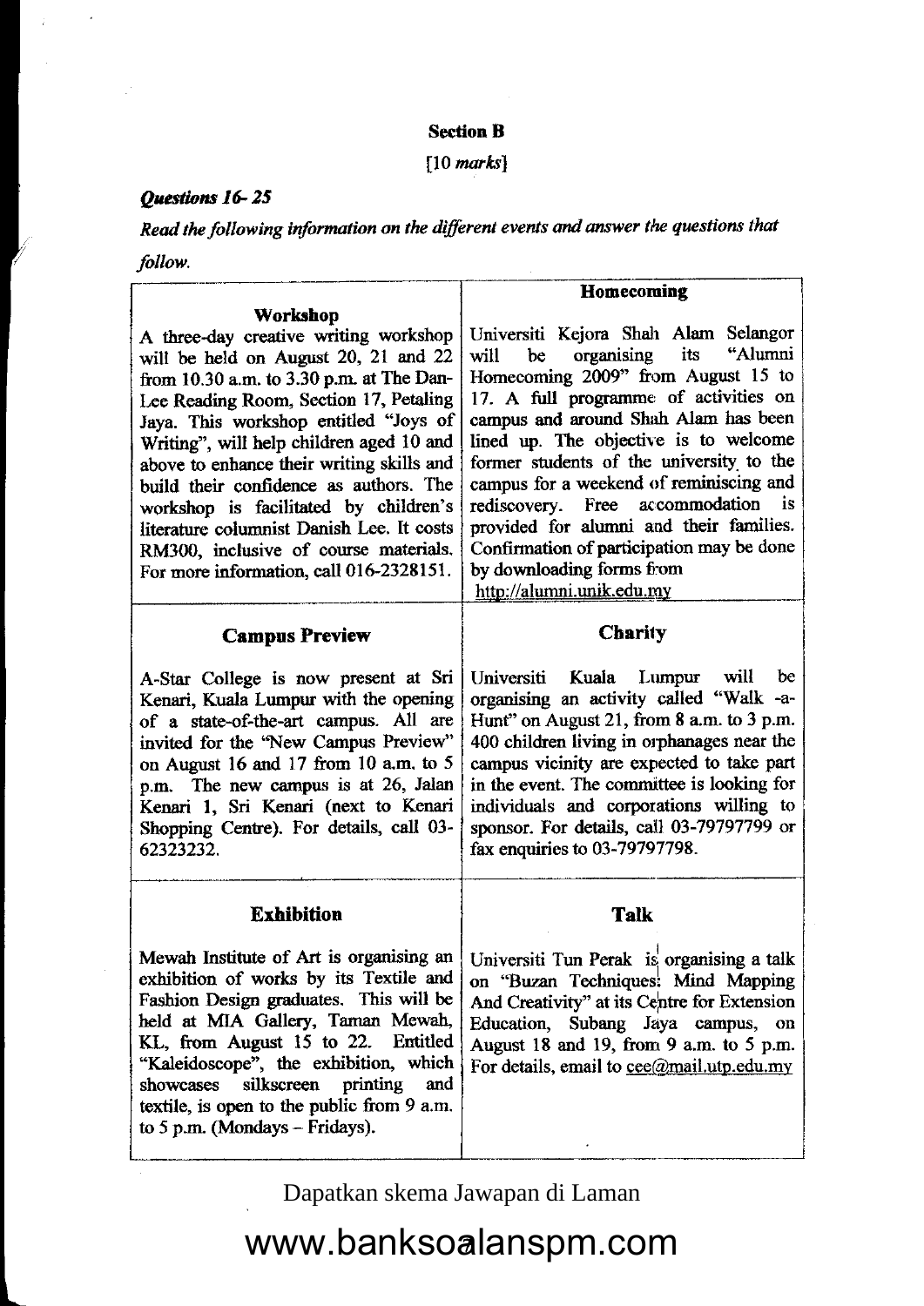## Section B

[10 *marks*]

### *Questions 16- 25*

***Read the following information on the different events and answer the questions that follow.***

| **Workshop** | **Homecoming** |
|---|---|
| A three-day creative writing workshop will be held on August 20, 21 and 22 from 10.30 a.m. to 3.30 p.m. at The Dan-Lee Reading Room, Section 17, Petaling Jaya. This workshop entitled "Joys of Writing", will help children aged 10 and above to enhance their writing skills and build their confidence as authors. The workshop is facilitated by children's literature columnist Danish Lee. It costs RM300, inclusive of course materials. For more information, call 016-2328151. | Universiti Kejora Shah Alam Selangor will be organising its "Alumni Homecoming 2009" from August 15 to 17. A full programme of activities on campus and around Shah Alam has been lined up. The objective is to welcome former students of the university to the campus for a weekend of reminiscing and rediscovery. Free accommodation is provided for alumni and their families. Confirmation of participation may be done by downloading forms from http://alumni.unik.edu.my |
| **Campus Preview** | **Charity** |
| A-Star College is now present at Sri Kenari, Kuala Lumpur with the opening of a state-of-the-art campus. All are invited for the "New Campus Preview" on August 16 and 17 from 10 a.m. to 5 p.m. The new campus is at 26, Jalan Kenari 1, Sri Kenari (next to Kenari Shopping Centre). For details, call 03-62323232. | Universiti Kuala Lumpur will be organising an activity called "Walk -a-Hunt" on August 21, from 8 a.m. to 3 p.m. 400 children living in orphanages near the campus vicinity are expected to take part in the event. The committee is looking for individuals and corporations willing to sponsor. For details, call 03-79797799 or fax enquiries to 03-79797798. |
| **Exhibition** | **Talk** |
| Mewah Institute of Art is organising an exhibition of works by its Textile and Fashion Design graduates. This will be held at MIA Gallery, Taman Mewah, KL, from August 15 to 22. Entitled "Kaleidoscope", the exhibition, which showcases silkscreen printing and textile, is open to the public from 9 a.m. to 5 p.m. (Mondays – Fridays). | Universiti Tun Perak is organising a talk on "Buzan Techniques: Mind Mapping And Creativity" at its Centre for Extension Education, Subang Jaya campus, on August 18 and 19, from 9 a.m. to 5 p.m. For details, email to cee@mail.utp.edu.my |

Dapatkan skema Jawapan di Laman

www.banksoalanspm.com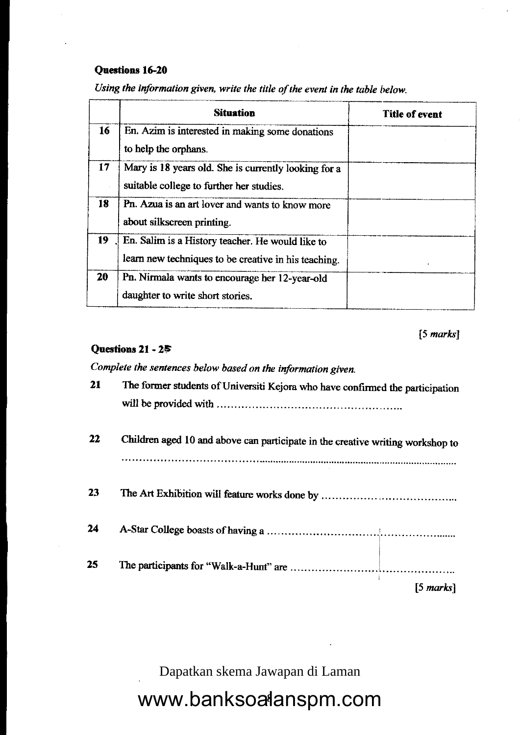**Questions 16-20**

*Using the information given, write the title of the event in the table below.*

| | Situation | Title of event |
|---|---|---|
| 16 | En. Azim is interested in making some donations to help the orphans. | |
| 17 | Mary is 18 years old. She is currently looking for a suitable college to further her studies. | |
| 18 | Pn. Azua is an art lover and wants to know more about silkscreen printing. | |
| 19 | En. Salim is a History teacher. He would like to learn new techniques to be creative in his teaching. | |
| 20 | Pn. Nirmala wants to encourage her 12-year-old daughter to write short stories. | |

[5 *marks*]

**Questions 21 - 25**

*Complete the sentences below based on the information given.*

21 The former students of Universiti Kejora who have confirmed the participation will be provided with ……………………………………………

22 Children aged 10 and above can participate in the creative writing workshop to ……………………………………………………………………………………

23 The Art Exhibition will feature works done by …………………………………

24 A-Star College boasts of having a ……………………………………………………

25 The participants for "Walk-a-Hunt" are ……………………………………………

[5 *marks*]

Dapatkan skema Jawapan di Laman

www.banksoalanspm.com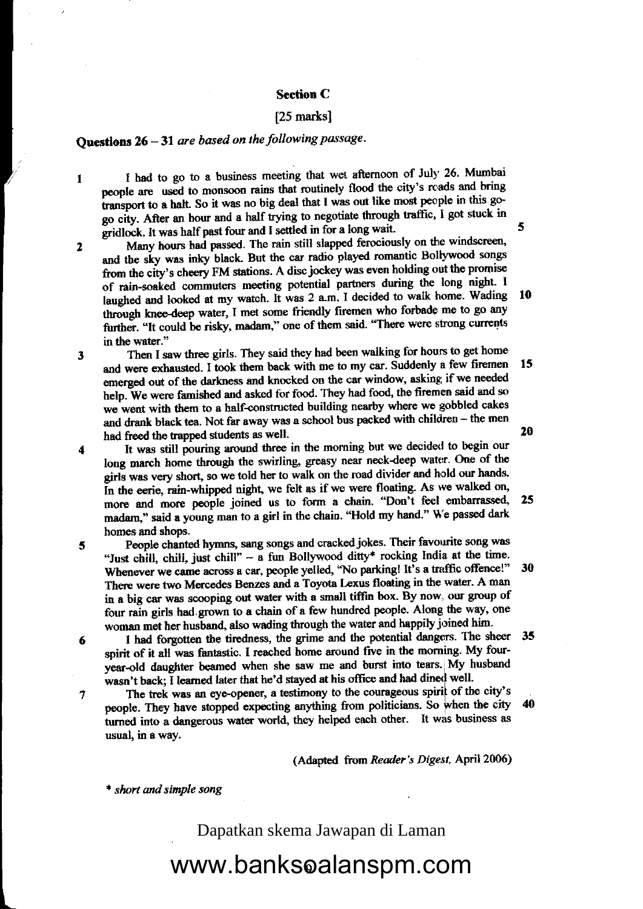## Section C

[25 marks]

**Questions 26 – 31** *are based on the following passage.*

1 I had to go to a business meeting that wet afternoon of July 26. Mumbai people are used to monsoon rains that routinely flood the city's roads and bring transport to a halt. So it was no big deal that I was out like most people in this go-go city. After an hour and a half trying to negotiate through traffic, I got stuck in gridlock. It was half past four and I settled in for a long wait. 5

2 Many hours had passed. The rain still slapped ferociously on the windscreen, and the sky was inky black. But the car radio played romantic Bollywood songs from the city's cheery FM stations. A disc jockey was even holding out the promise of rain-soaked commuters meeting potential partners during the long night. I laughed and looked at my watch. It was 2 a.m. I decided to walk home. Wading 10 through knee-deep water, I met some friendly firemen who forbade me to go any further. "It could be risky, madam," one of them said. "There were strong currents in the water."

3 Then I saw three girls. They said they had been walking for hours to get home and were exhausted. I took them back with me to my car. Suddenly a few firemen 15 emerged out of the darkness and knocked on the car window, asking if we needed help. We were famished and asked for food. They had food, the firemen said and so we went with them to a half-constructed building nearby where we gobbled cakes and drank black tea. Not far away was a school bus packed with children – the men had freed the trapped students as well. 20

4 It was still pouring around three in the morning but we decided to begin our long march home through the swirling, greasy near neck-deep water. One of the girls was very short, so we told her to walk on the road divider and hold our hands. In the eerie, rain-whipped night, we felt as if we were floating. As we walked on, more and more people joined us to form a chain. "Don't feel embarrassed, 25 madam," said a young man to a girl in the chain. "Hold my hand." We passed dark homes and shops.

5 People chanted hymns, sang songs and cracked jokes. Their favourite song was "Just chill, chill, just chill" – a fun Bollywood ditty* rocking India at the time. Whenever we came across a car, people yelled, "No parking! It's a traffic offence!" 30 There were two Mercedes Benzes and a Toyota Lexus floating in the water. A man in a big car was scooping out water with a small tiffin box. By now, our group of four rain girls had grown to a chain of a few hundred people. Along the way, one woman met her husband, also wading through the water and happily joined him.

6 I had forgotten the tiredness, the grime and the potential dangers. The sheer 35 spirit of it all was fantastic. I reached home around five in the morning. My four-year-old daughter beamed when she saw me and burst into tears. My husband wasn't back; I learned later that he'd stayed at his office and had dined well.

7 The trek was an eye-opener, a testimony to the courageous spirit of the city's people. They have stopped expecting anything from politicians. So when the city 40 turned into a dangerous water world, they helped each other. It was business as usual, in a way.

(Adapted from *Reader's Digest*, April 2006)

\* *short and simple song*

Dapatkan skema Jawapan di Laman

www.banksoalanspm.com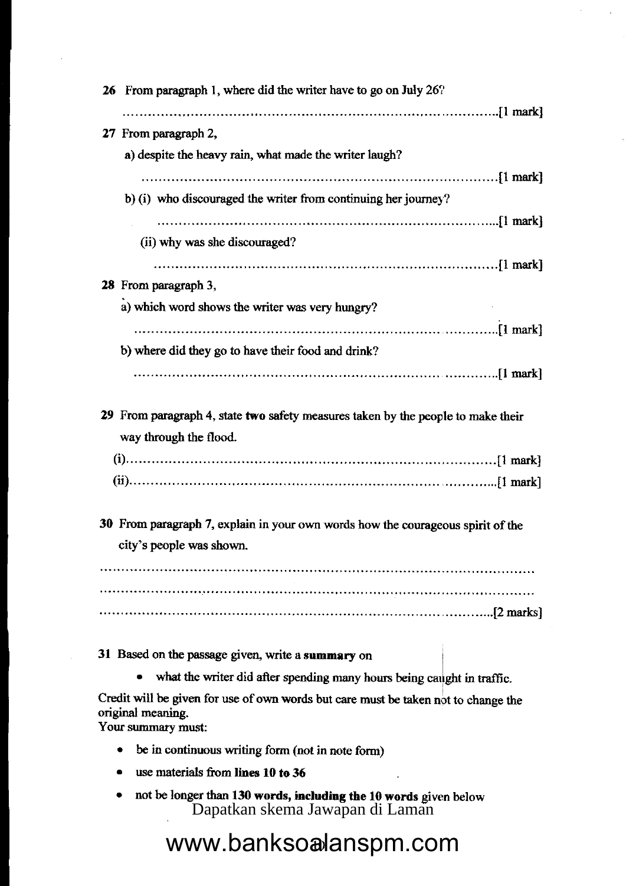**26** From paragraph 1, where did the writer have to go on July 26?

..............................................................................................[1 mark]

**27** From paragraph 2,

a) despite the heavy rain, what made the writer laugh?

..............................................................................................[1 mark]

b) (i) who discouraged the writer from continuing her journey?

..............................................................................................[1 mark]

(ii) why was she discouraged?

..............................................................................................[1 mark]

**28** From paragraph 3,

a) which word shows the writer was very hungry?

..............................................................................................[1 mark]

b) where did they go to have their food and drink?

..............................................................................................[1 mark]

**29** From paragraph 4, state **two** safety measures taken by the people to make their way through the flood.

(i)..............................................................................................[1 mark]

(ii)..............................................................................................[1 mark]

**30** From paragraph 7, explain in your own words how the courageous spirit of the city's people was shown.

..............................................................................................

..............................................................................................

..............................................................................................[2 marks]

**31** Based on the passage given, write a **summary** on

- what the writer did after spending many hours being caught in traffic.

Credit will be given for use of own words but care must be taken not to change the original meaning.

Your summary must:

- be in continuous writing form (not in note form)
- use materials from **lines 10 to 36**
- not be longer than **130 words, including the 10 words** given below

Dapatkan skema Jawapan di Laman

www.banksoalanspm.com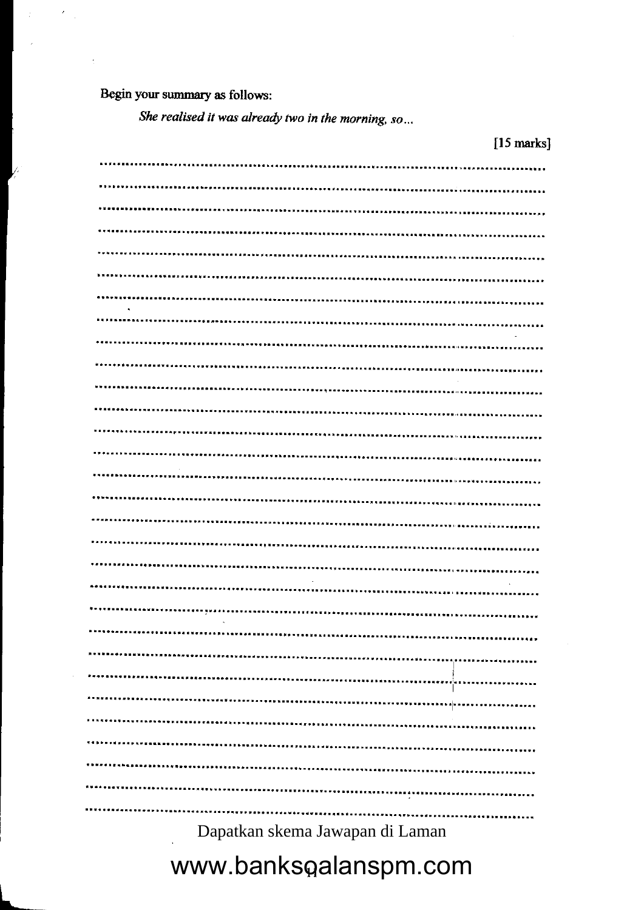Begin your summary as follows:

*She realised it was already two in the morning, so...*

[15 marks]

Dapatkan skema Jawapan di Laman

www.banksoalanspm.com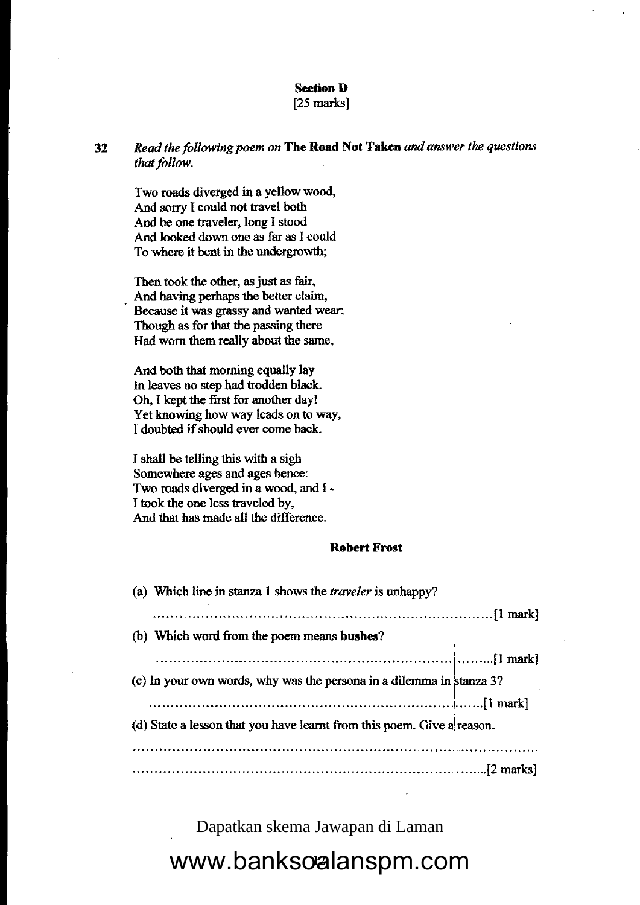**Section D**
[25 marks]

**32** *Read the following poem on* **The Road Not Taken** *and answer the questions that follow.*

Two roads diverged in a yellow wood,
And sorry I could not travel both
And be one traveler, long I stood
And looked down one as far as I could
To where it bent in the undergrowth;

Then took the other, as just as fair,
And having perhaps the better claim,
Because it was grassy and wanted wear;
Though as for that the passing there
Had worn them really about the same,

And both that morning equally lay
In leaves no step had trodden black.
Oh, I kept the first for another day!
Yet knowing how way leads on to way,
I doubted if should ever come back.

I shall be telling this with a sigh
Somewhere ages and ages hence:
Two roads diverged in a wood, and I -
I took the one less traveled by,
And that has made all the difference.

**Robert Frost**

(a) Which line in stanza 1 shows the *traveler* is unhappy?

.......................................................................................[1 mark]

(b) Which word from the poem means **bushes**?

.......................................................................................[1 mark]

(c) In your own words, why was the persona in a dilemma in stanza 3?

.......................................................................................[1 mark]

(d) State a lesson that you have learnt from this poem. Give a reason.

.......................................................................................

.......................................................................................[2 marks]

Dapatkan skema Jawapan di Laman

www.banksoalanspm.com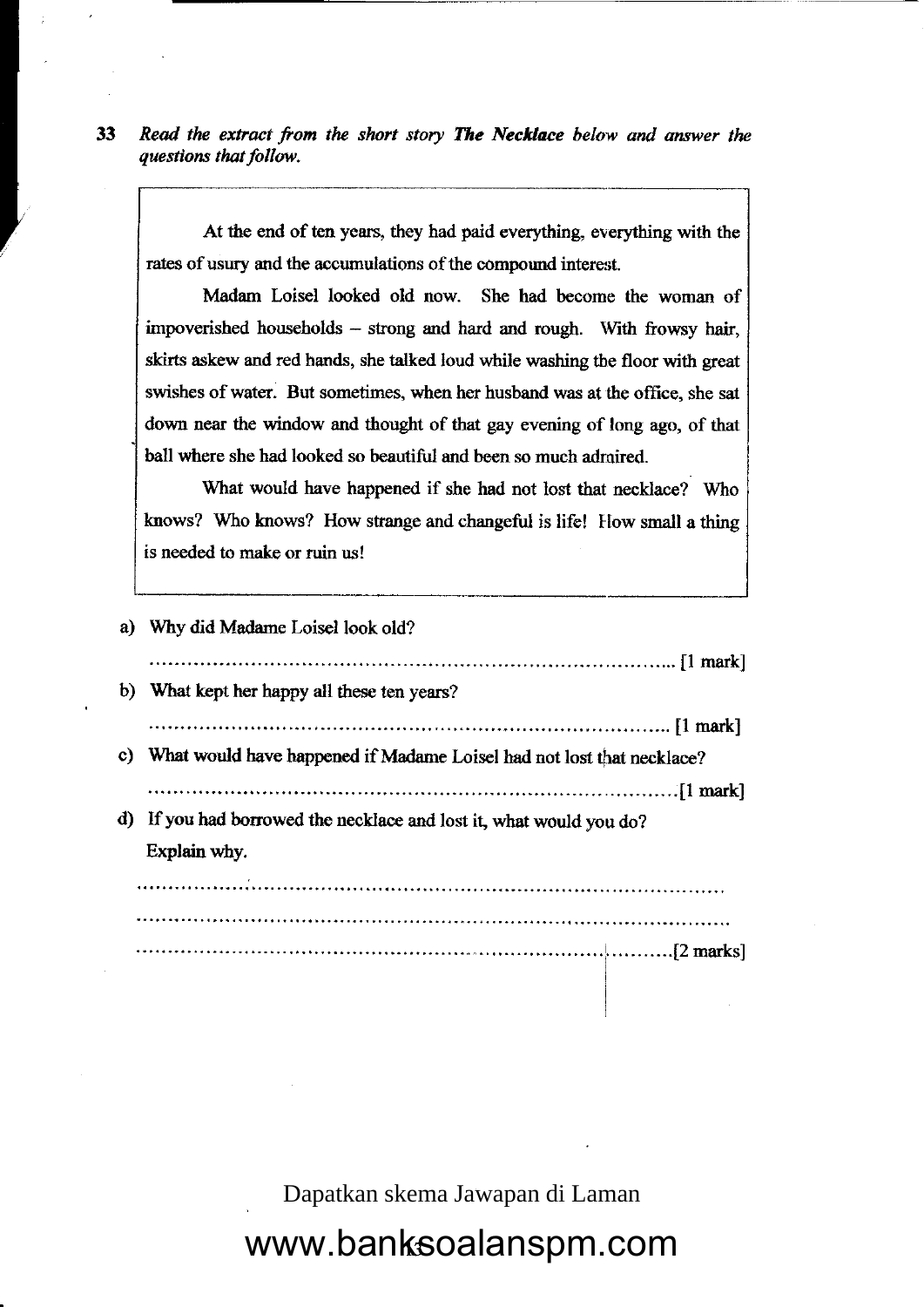**33** *Read the extract from the short story **The Necklace** below and answer the questions that follow.*

> At the end of ten years, they had paid everything, everything with the rates of usury and the accumulations of the compound interest.
>
> Madam Loisel looked old now. She had become the woman of impoverished households – strong and hard and rough. With frowsy hair, skirts askew and red hands, she talked loud while washing the floor with great swishes of water. But sometimes, when her husband was at the office, she sat down near the window and thought of that gay evening of long ago, of that ball where she had looked so beautiful and been so much admired.
>
> What would have happened if she had not lost that necklace? Who knows? Who knows? How strange and changeful is life! How small a thing is needed to make or ruin us!

a) Why did Madame Loisel look old?

.................................................................................. [1 mark]

b) What kept her happy all these ten years?

.................................................................................. [1 mark]

c) What would have happened if Madame Loisel had not lost that necklace?

.................................................................................. [1 mark]

d) If you had borrowed the necklace and lost it, what would you do?
Explain why.

..................................................................................

..................................................................................

.................................................................................. [2 marks]

Dapatkan skema Jawapan di Laman

www.banksoalanspm.com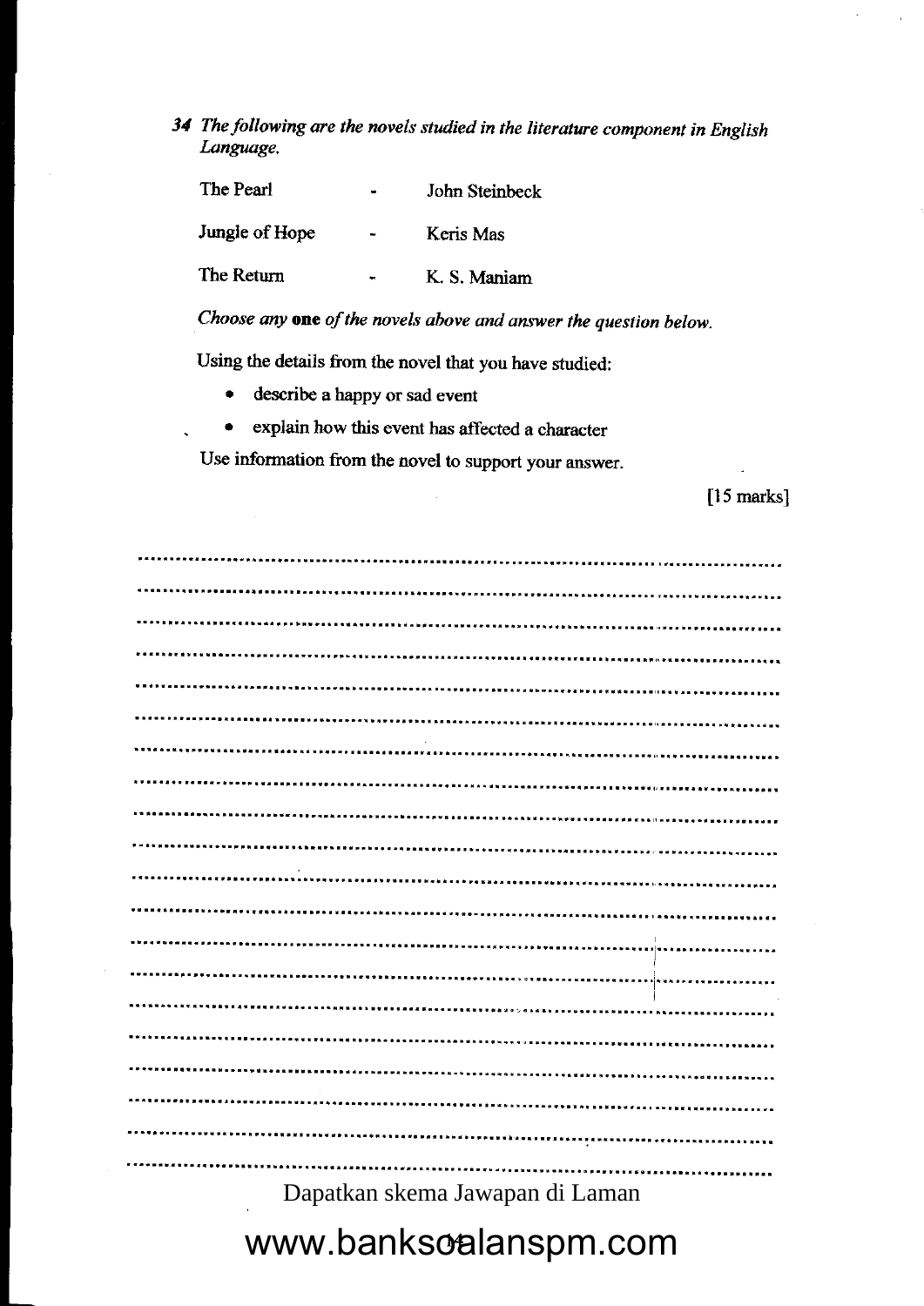34 *The following are the novels studied in the literature component in English Language.*

| | | |
|---|---|---|
| The Pearl | - | John Steinbeck |
| Jungle of Hope | - | Keris Mas |
| The Return | - | K. S. Maniam |

*Choose any* **one** *of the novels above and answer the question below.*

Using the details from the novel that you have studied:

- describe a happy or sad event
- explain how this event has affected a character

Use information from the novel to support your answer.

[15 marks]

..........................................................................................................................

..........................................................................................................................

..........................................................................................................................

..........................................................................................................................

..........................................................................................................................

..........................................................................................................................

..........................................................................................................................

..........................................................................................................................

..........................................................................................................................

..........................................................................................................................

..........................................................................................................................

..........................................................................................................................

..........................................................................................................................

..........................................................................................................................

..........................................................................................................................

..........................................................................................................................

..........................................................................................................................

..........................................................................................................................

..........................................................................................................................

..........................................................................................................................

Dapatkan skema Jawapan di Laman

www.banksoalanspm.com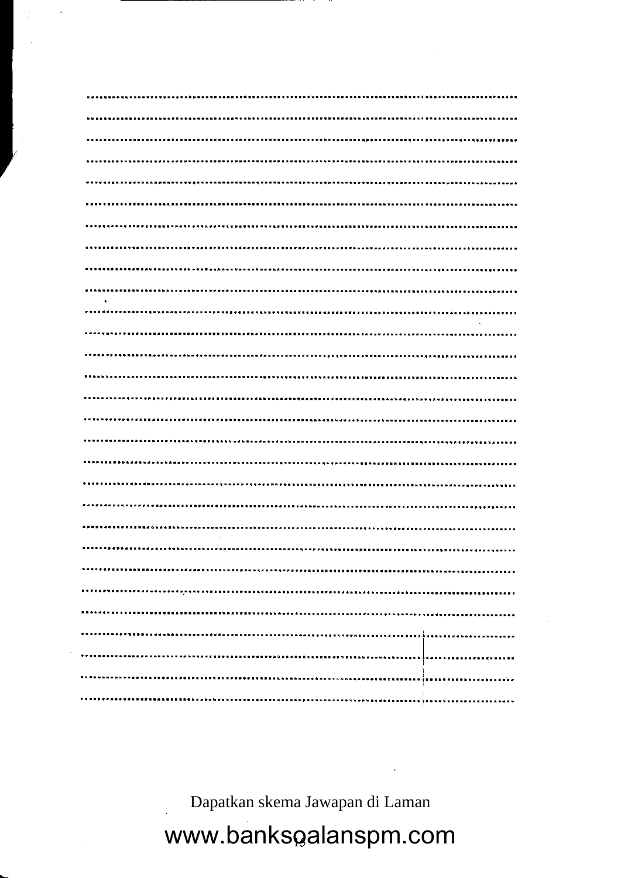Dapatkan skema Jawapan di Laman

www.banksoalanspm.com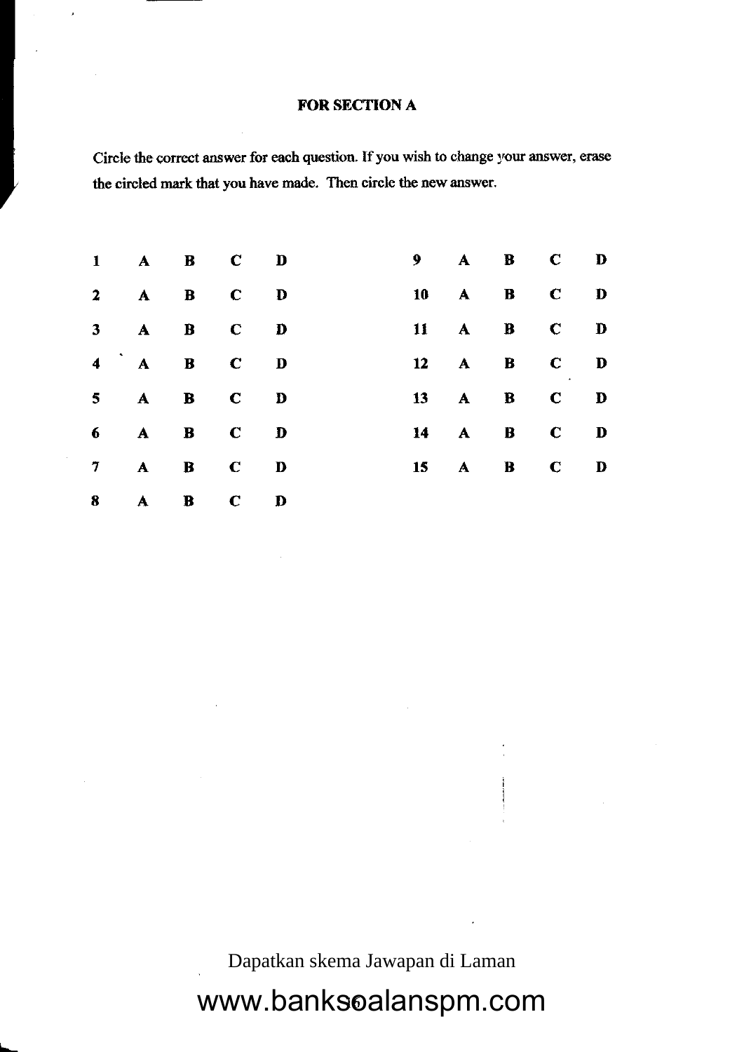**FOR SECTION A**

Circle the correct answer for each question. If you wish to change your answer, erase the circled mark that you have made. Then circle the new answer.

| | | | | | | | | | |
|---|---|---|---|---|---|---|---|---|---|
| 1 | A | B | C | D | 9 | A | B | C | D |
| 2 | A | B | C | D | 10 | A | B | C | D |
| 3 | A | B | C | D | 11 | A | B | C | D |
| 4 | A | B | C | D | 12 | A | B | C | D |
| 5 | A | B | C | D | 13 | A | B | C | D |
| 6 | A | B | C | D | 14 | A | B | C | D |
| 7 | A | B | C | D | 15 | A | B | C | D |
| 8 | A | B | C | D | | | | | |

Dapatkan skema Jawapan di Laman

www.banksoalanspm.com